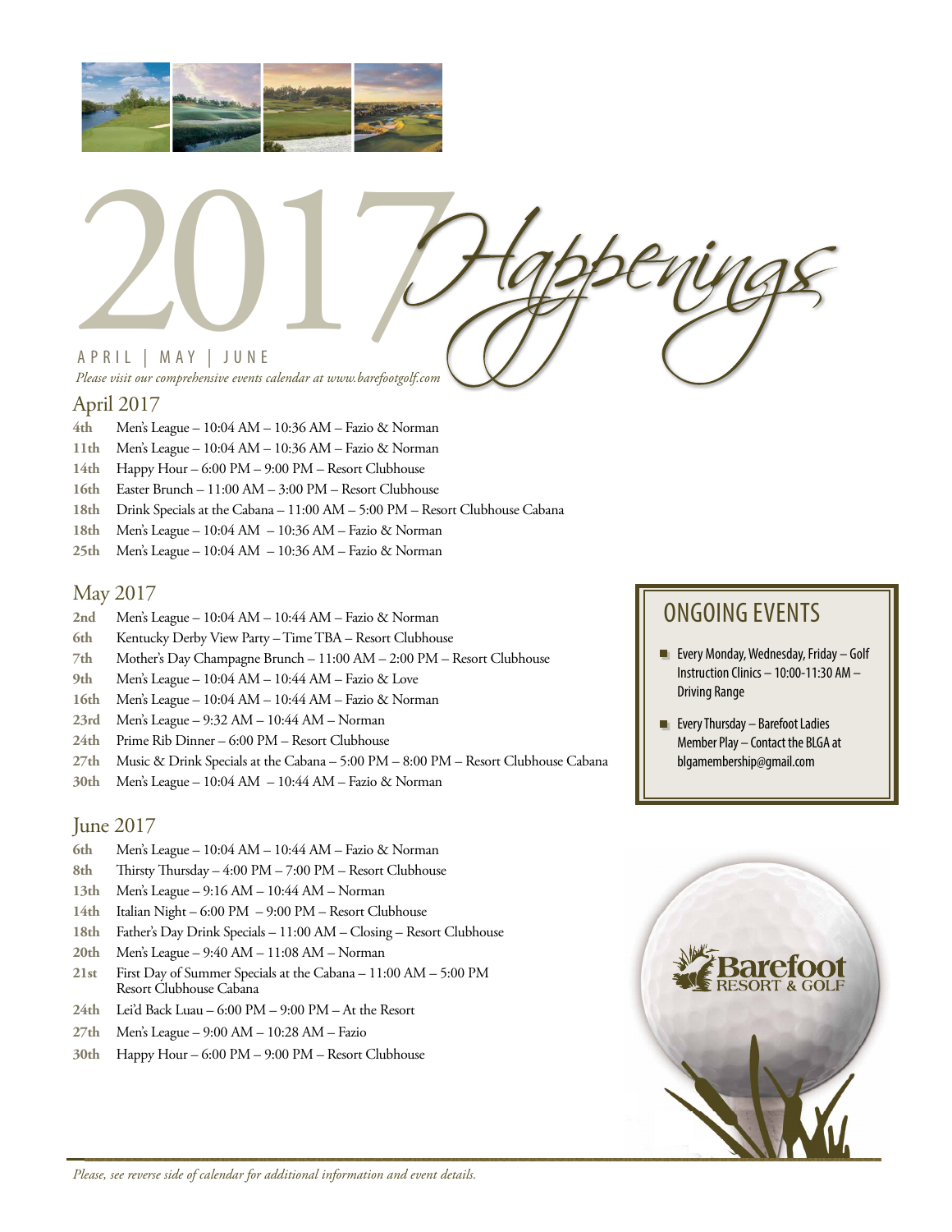# 2017 *Happenings*

APRIL | MAY | JUNE

*Please visit our comprehensive events calendar at www.barefootgolf.com*

## April 2017

- **4th** Men's League – 10:04 AM – 10:36 AM – Fazio & Norman
- **11th** Men's League – 10:04 AM – 10:36 AM – Fazio & Norman
- **14th** Happy Hour – 6:00 PM – 9:00 PM – Resort Clubhouse
- **16th** Easter Brunch – 11:00 AM – 3:00 PM – Resort Clubhouse
- **18th** Drink Specials at the Cabana – 11:00 AM – 5:00 PM – Resort Clubhouse Cabana
- **18th** Men's League – 10:04 AM – 10:36 AM – Fazio & Norman
- **25th** Men's League – 10:04 AM – 10:36 AM – Fazio & Norman

## May 2017

- **2nd** Men's League – 10:04 AM – 10:44 AM – Fazio & Norman
- **6th** Kentucky Derby View Party – Time TBA – Resort Clubhouse
- **7th** Mother's Day Champagne Brunch – 11:00 AM – 2:00 PM – Resort Clubhouse
- **9th** Men's League – 10:04 AM – 10:44 AM – Fazio & Love
- **16th** Men's League – 10:04 AM – 10:44 AM – Fazio & Norman
- **23rd** Men's League – 9:32 AM – 10:44 AM – Norman
- **24th** Prime Rib Dinner – 6:00 PM – Resort Clubhouse
- **27th** Music & Drink Specials at the Cabana – 5:00 PM – 8:00 PM – Resort Clubhouse Cabana
- **30th** Men's League – 10:04 AM – 10:44 AM – Fazio & Norman

## June 2017

- **6th** Men's League – 10:04 AM – 10:44 AM – Fazio & Norman
- **8th** Thirsty Thursday – 4:00 PM – 7:00 PM – Resort Clubhouse
- **13th** Men's League – 9:16 AM – 10:44 AM – Norman
- **14th** Italian Night – 6:00 PM – 9:00 PM – Resort Clubhouse
- **18th** Father's Day Drink Specials – 11:00 AM – Closing – Resort Clubhouse
- **20th** Men's League – 9:40 AM – 11:08 AM – Norman
- **21st** First Day of Summer Specials at the Cabana – 11:00 AM – 5:00 PM Resort Clubhouse Cabana
- **24th** Lei'd Back Luau – 6:00 PM – 9:00 PM – At the Resort
- **27th** Men's League – 9:00 AM – 10:28 AM – Fazio
- **30th** Happy Hour – 6:00 PM – 9:00 PM – Resort Clubhouse

## ONGOING EVENTS

- Every Monday, Wednesday, Friday – Golf Instruction Clinics – 10:00-11:30 AM – Driving Range
- Every Thursday – Barefoot Ladies Member Play – Contact the BLGA at blgamembership@gmail.com

Barefoot RESORT & GOLF

*Please, see reverse side of calendar for additional information and event details.*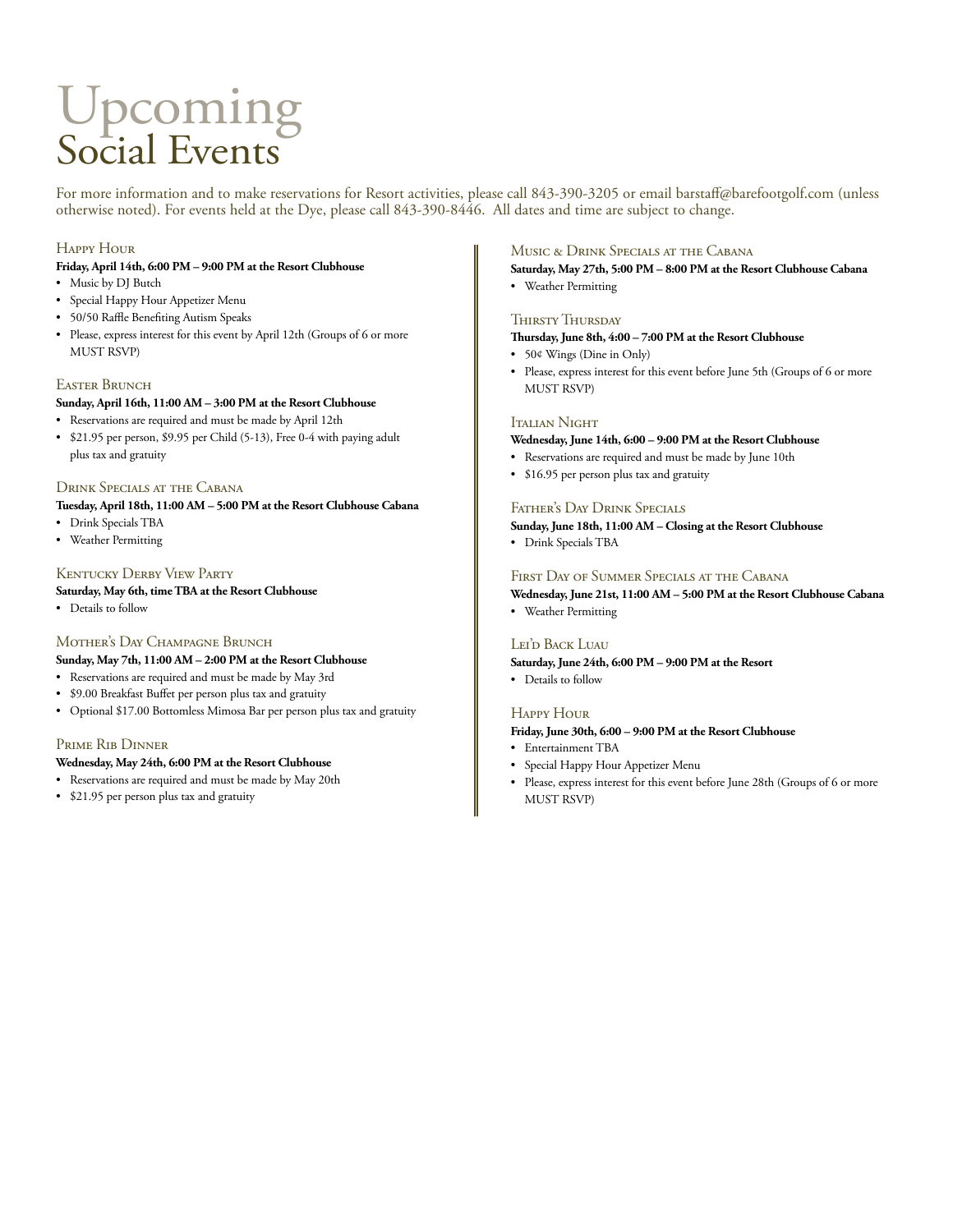# Upcoming Social Events

For more information and to make reservations for Resort activities, please call 843-390-3205 or email barstaff@barefootgolf.com (unless otherwise noted). For events held at the Dye, please call 843-390-8446. All dates and time are subject to change.

### Happy Hour

**Friday, April 14th, 6:00 PM – 9:00 PM at the Resort Clubhouse**

- Music by DJ Butch
- Special Happy Hour Appetizer Menu
- 50/50 Raffle Benefiting Autism Speaks
- Please, express interest for this event by April 12th (Groups of 6 or more MUST RSVP)

### Easter Brunch

**Sunday, April 16th, 11:00 AM – 3:00 PM at the Resort Clubhouse**

- Reservations are required and must be made by April 12th
- $21.95 per person, $9.95 per Child (5-13), Free 0-4 with paying adult plus tax and gratuity

### Drink Specials at the Cabana

**Tuesday, April 18th, 11:00 AM – 5:00 PM at the Resort Clubhouse Cabana**

- Drink Specials TBA
- Weather Permitting

### Kentucky Derby View Party

**Saturday, May 6th, time TBA at the Resort Clubhouse**

- Details to follow

### Mother's Day Champagne Brunch

**Sunday, May 7th, 11:00 AM – 2:00 PM at the Resort Clubhouse**

- Reservations are required and must be made by May 3rd
- $9.00 Breakfast Buffet per person plus tax and gratuity
- Optional $17.00 Bottomless Mimosa Bar per person plus tax and gratuity

### Prime Rib Dinner

**Wednesday, May 24th, 6:00 PM at the Resort Clubhouse**

- Reservations are required and must be made by May 20th
- $21.95 per person plus tax and gratuity

### Music & Drink Specials at the Cabana

**Saturday, May 27th, 5:00 PM – 8:00 PM at the Resort Clubhouse Cabana**

- Weather Permitting

### Thirsty Thursday

**Thursday, June 8th, 4:00 – 7:00 PM at the Resort Clubhouse**

- 50¢ Wings (Dine in Only)
- Please, express interest for this event before June 5th (Groups of 6 or more MUST RSVP)

### Italian Night

**Wednesday, June 14th, 6:00 – 9:00 PM at the Resort Clubhouse**

- Reservations are required and must be made by June 10th
- $16.95 per person plus tax and gratuity

### Father's Day Drink Specials

**Sunday, June 18th, 11:00 AM – Closing at the Resort Clubhouse**

- Drink Specials TBA

### First Day of Summer Specials at the Cabana

**Wednesday, June 21st, 11:00 AM – 5:00 PM at the Resort Clubhouse Cabana**

- Weather Permitting

### Lei'd Back Luau

**Saturday, June 24th, 6:00 PM – 9:00 PM at the Resort**

- Details to follow

### Happy Hour

**Friday, June 30th, 6:00 – 9:00 PM at the Resort Clubhouse**

- Entertainment TBA
- Special Happy Hour Appetizer Menu
- Please, express interest for this event before June 28th (Groups of 6 or more MUST RSVP)